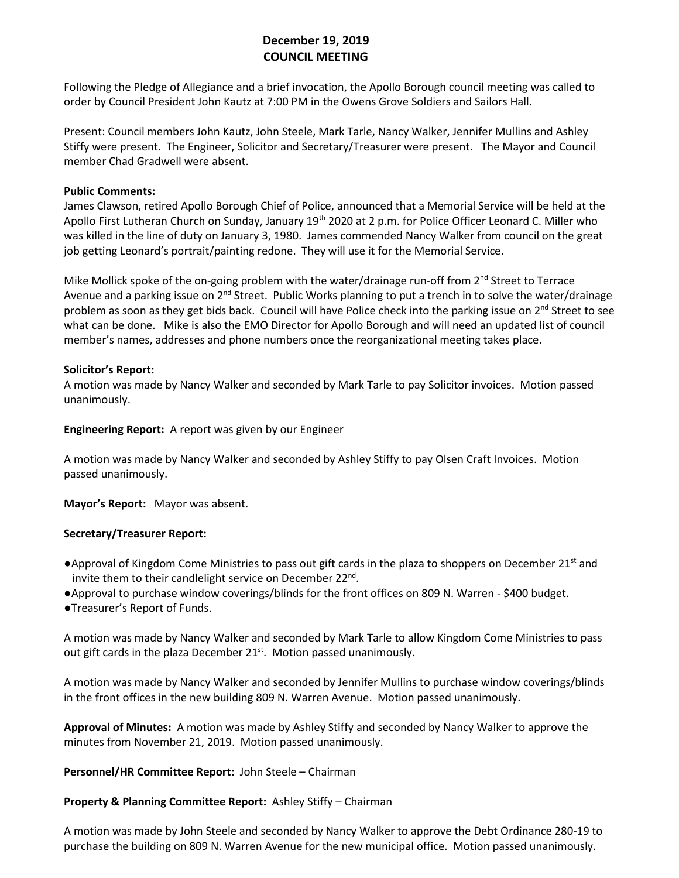# December 19, 2019
# COUNCIL MEETING

Following the Pledge of Allegiance and a brief invocation, the Apollo Borough council meeting was called to order by Council President John Kautz at 7:00 PM in the Owens Grove Soldiers and Sailors Hall.

Present: Council members John Kautz, John Steele, Mark Tarle, Nancy Walker, Jennifer Mullins and Ashley Stiffy were present. The Engineer, Solicitor and Secretary/Treasurer were present. The Mayor and Council member Chad Gradwell were absent.

**Public Comments:**

James Clawson, retired Apollo Borough Chief of Police, announced that a Memorial Service will be held at the Apollo First Lutheran Church on Sunday, January 19th 2020 at 2 p.m. for Police Officer Leonard C. Miller who was killed in the line of duty on January 3, 1980. James commended Nancy Walker from council on the great job getting Leonard's portrait/painting redone. They will use it for the Memorial Service.

Mike Mollick spoke of the on-going problem with the water/drainage run-off from 2nd Street to Terrace Avenue and a parking issue on 2nd Street. Public Works planning to put a trench in to solve the water/drainage problem as soon as they get bids back. Council will have Police check into the parking issue on 2nd Street to see what can be done. Mike is also the EMO Director for Apollo Borough and will need an updated list of council member's names, addresses and phone numbers once the reorganizational meeting takes place.

**Solicitor's Report:**

A motion was made by Nancy Walker and seconded by Mark Tarle to pay Solicitor invoices. Motion passed unanimously.

**Engineering Report:** A report was given by our Engineer

A motion was made by Nancy Walker and seconded by Ashley Stiffy to pay Olsen Craft Invoices. Motion passed unanimously.

**Mayor's Report:** Mayor was absent.

**Secretary/Treasurer Report:**

- Approval of Kingdom Come Ministries to pass out gift cards in the plaza to shoppers on December 21st and invite them to their candlelight service on December 22nd.
- Approval to purchase window coverings/blinds for the front offices on 809 N. Warren - $400 budget.
- Treasurer's Report of Funds.

A motion was made by Nancy Walker and seconded by Mark Tarle to allow Kingdom Come Ministries to pass out gift cards in the plaza December 21st. Motion passed unanimously.

A motion was made by Nancy Walker and seconded by Jennifer Mullins to purchase window coverings/blinds in the front offices in the new building 809 N. Warren Avenue. Motion passed unanimously.

**Approval of Minutes:** A motion was made by Ashley Stiffy and seconded by Nancy Walker to approve the minutes from November 21, 2019. Motion passed unanimously.

**Personnel/HR Committee Report:** John Steele – Chairman

**Property & Planning Committee Report:** Ashley Stiffy – Chairman

A motion was made by John Steele and seconded by Nancy Walker to approve the Debt Ordinance 280-19 to purchase the building on 809 N. Warren Avenue for the new municipal office. Motion passed unanimously.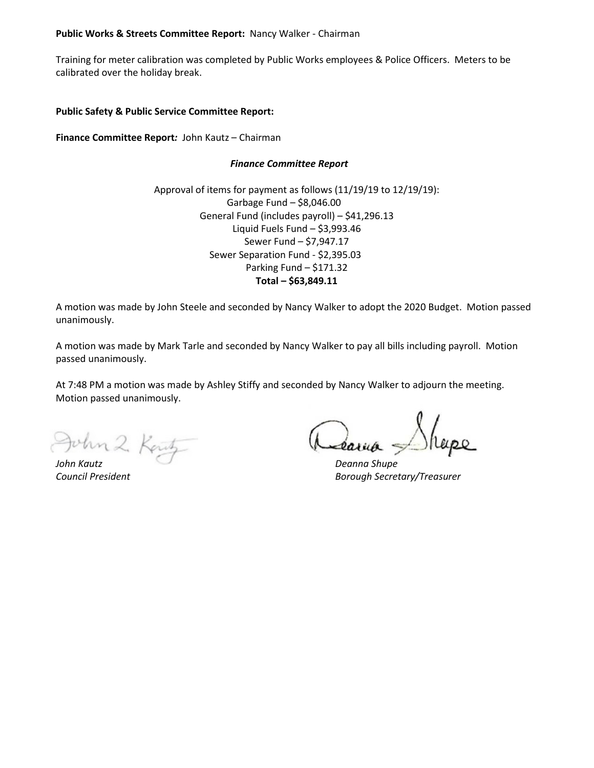**Public Works & Streets Committee Report:** Nancy Walker - Chairman

Training for meter calibration was completed by Public Works employees & Police Officers. Meters to be calibrated over the holiday break.

**Public Safety & Public Service Committee Report:**

**Finance Committee Report*:*** John Kautz – Chairman

***Finance Committee Report***

Approval of items for payment as follows (11/19/19 to 12/19/19):
Garbage Fund – $8,046.00
General Fund (includes payroll) – $41,296.13
Liquid Fuels Fund – $3,993.46
Sewer Fund – $7,947.17
Sewer Separation Fund - $2,395.03
Parking Fund – $171.32
**Total – $63,849.11**

A motion was made by John Steele and seconded by Nancy Walker to adopt the 2020 Budget. Motion passed unanimously.

A motion was made by Mark Tarle and seconded by Nancy Walker to pay all bills including payroll. Motion passed unanimously.

At 7:48 PM a motion was made by Ashley Stiffy and seconded by Nancy Walker to adjourn the meeting. Motion passed unanimously.

*John Kautz*
*Council President*

*Deanna Shupe*
*Borough Secretary/Treasurer*